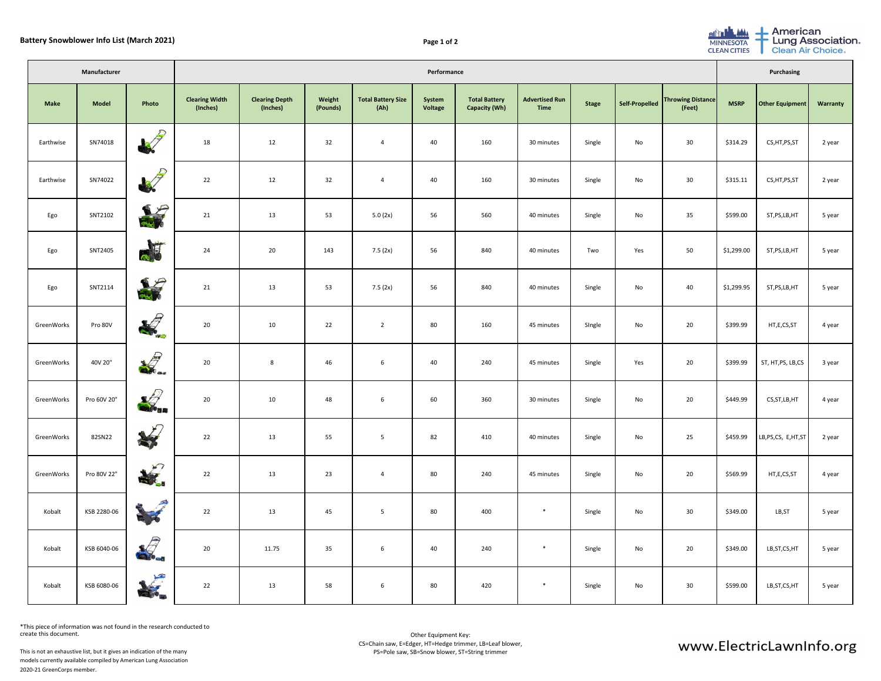**Battery Snowblower Info List (March 2021)**

| Manufacturer | | | Performance | | | | | | | | | | | Purchasing | | |
|---|---|---|---|---|---|---|---|---|---|---|---|---|---|---|---|---|
| Make | Model | Photo | Clearing Width (Inches) | Clearing Depth (Inches) | Weight (Pounds) | Total Battery Size (Ah) | System Voltage | Total Battery Capacity (Wh) | Advertised Run Time | Stage | Self-Propelled | Throwing Distance (Feet) | MSRP | Other Equipment | Warranty |
| Earthwise | SN74018 | | 18 | 12 | 32 | 4 | 40 | 160 | 30 minutes | Single | No | 30 | $314.29 | CS,HT,PS,ST | 2 year |
| Earthwise | SN74022 | | 22 | 12 | 32 | 4 | 40 | 160 | 30 minutes | Single | No | 30 | $315.11 | CS,HT,PS,ST | 2 year |
| Ego | SNT2102 | | 21 | 13 | 53 | 5.0 (2x) | 56 | 560 | 40 minutes | Single | No | 35 | $599.00 | ST,PS,LB,HT | 5 year |
| Ego | SNT2405 | | 24 | 20 | 143 | 7.5 (2x) | 56 | 840 | 40 minutes | Two | Yes | 50 | $1,299.00 | ST,PS,LB,HT | 5 year |
| Ego | SNT2114 | | 21 | 13 | 53 | 7.5 (2x) | 56 | 840 | 40 minutes | Single | No | 40 | $1,299.95 | ST,PS,LB,HT | 5 year |
| GreenWorks | Pro 80V | | 20 | 10 | 22 | 2 | 80 | 160 | 45 minutes | SIngle | No | 20 | $399.99 | HT,E,CS,ST | 4 year |
| GreenWorks | 40V 20" | | 20 | 8 | 46 | 6 | 40 | 240 | 45 minutes | Single | Yes | 20 | $399.99 | ST, HT,PS, LB,CS | 3 year |
| GreenWorks | Pro 60V 20" | | 20 | 10 | 48 | 6 | 60 | 360 | 30 minutes | Single | No | 20 | $449.99 | CS,ST,LB,HT | 4 year |
| GreenWorks | 82SN22 | | 22 | 13 | 55 | 5 | 82 | 410 | 40 minutes | Single | No | 25 | $459.99 | LB,PS,CS, E,HT,ST | 2 year |
| GreenWorks | Pro 80V 22" | | 22 | 13 | 23 | 4 | 80 | 240 | 45 minutes | Single | No | 20 | $569.99 | HT,E,CS,ST | 4 year |
| Kobalt | KSB 2280-06 | | 22 | 13 | 45 | 5 | 80 | 400 | * | Single | No | 30 | $349.00 | LB,ST | 5 year |
| Kobalt | KSB 6040-06 | | 20 | 11.75 | 35 | 6 | 40 | 240 | * | Single | No | 20 | $349.00 | LB,ST,CS,HT | 5 year |
| Kobalt | KSB 6080-06 | | 22 | 13 | 58 | 6 | 80 | 420 | * | Single | No | 30 | $599.00 | LB,ST,CS,HT | 5 year |

*This piece of information was not found in the research conducted to create this document.

This is not an exhaustive list, but it gives an indication of the many models currently available compiled by American Lung Association 2020-21 GreenCorps member.

Other Equipment Key:
CS=Chain saw, E=Edger, HT=Hedge trimmer, LB=Leaf blower, PS=Pole saw, SB=Snow blower, ST=String trimmer

www.ElectricLawnInfo.org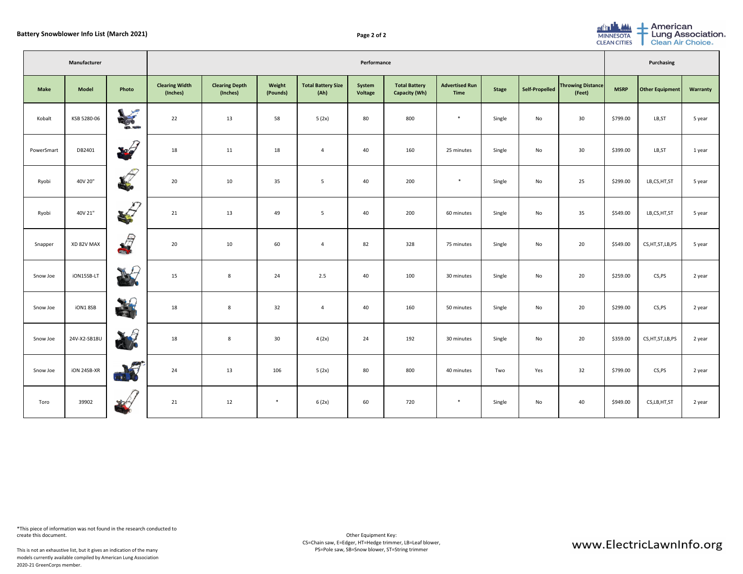| Manufacturer | | | Performance | | | | | | | | | | | Purchasing | | |
|---|---|---|---|---|---|---|---|---|---|---|---|---|---|---|---|---|
| Make | Model | Photo | Clearing Width (Inches) | Clearing Depth (Inches) | Weight (Pounds) | Total Battery Size (Ah) | System Voltage | Total Battery Capacity (Wh) | Advertised Run Time | Stage | Self-Propelled | Throwing Distance (Feet) | MSRP | Other Equipment | Warranty |
| Kobalt | KSB 5280-06 | | 22 | 13 | 58 | 5 (2x) | 80 | 800 | * | Single | No | 30 | $799.00 | LB,ST | 5 year |
| PowerSmart | DB2401 | | 18 | 11 | 18 | 4 | 40 | 160 | 25 minutes | Single | No | 30 | $399.00 | LB,ST | 1 year |
| Ryobi | 40V 20" | | 20 | 10 | 35 | 5 | 40 | 200 | * | Single | No | 25 | $299.00 | LB,CS,HT,ST | 5 year |
| Ryobi | 40V 21" | | 21 | 13 | 49 | 5 | 40 | 200 | 60 minutes | Single | No | 35 | $549.00 | LB,CS,HT,ST | 5 year |
| Snapper | XD 82V MAX | | 20 | 10 | 60 | 4 | 82 | 328 | 75 minutes | Single | No | 20 | $549.00 | CS,HT,ST,LB,PS | 5 year |
| Snow Joe | iON15SB-LT | | 15 | 8 | 24 | 2.5 | 40 | 100 | 30 minutes | Single | No | 20 | $259.00 | CS,PS | 2 year |
| Snow Joe | iON1 8SB | | 18 | 8 | 32 | 4 | 40 | 160 | 50 minutes | Single | No | 20 | $299.00 | CS,PS | 2 year |
| Snow Joe | 24V-X2-SB18U | | 18 | 8 | 30 | 4 (2x) | 24 | 192 | 30 minutes | Single | No | 20 | $359.00 | CS,HT,ST,LB,PS | 2 year |
| Snow Joe | iON 24SB-XR | | 24 | 13 | 106 | 5 (2x) | 80 | 800 | 40 minutes | Two | Yes | 32 | $799.00 | CS,PS | 2 year |
| Toro | 39902 | | 21 | 12 | * | 6 (2x) | 60 | 720 | * | Single | No | 40 | $949.00 | CS,LB,HT,ST | 2 year |

*This piece of information was not found in the research conducted to create this document.

This is not an exhaustive list, but it gives an indication of the many models currently available compiled by American Lung Association 2020-21 GreenCorps member.

Other Equipment Key:
CS=Chain saw, E=Edger, HT=Hedge trimmer, LB=Leaf blower, PS=Pole saw, SB=Snow blower, ST=String trimmer

www.ElectricLawnInfo.org